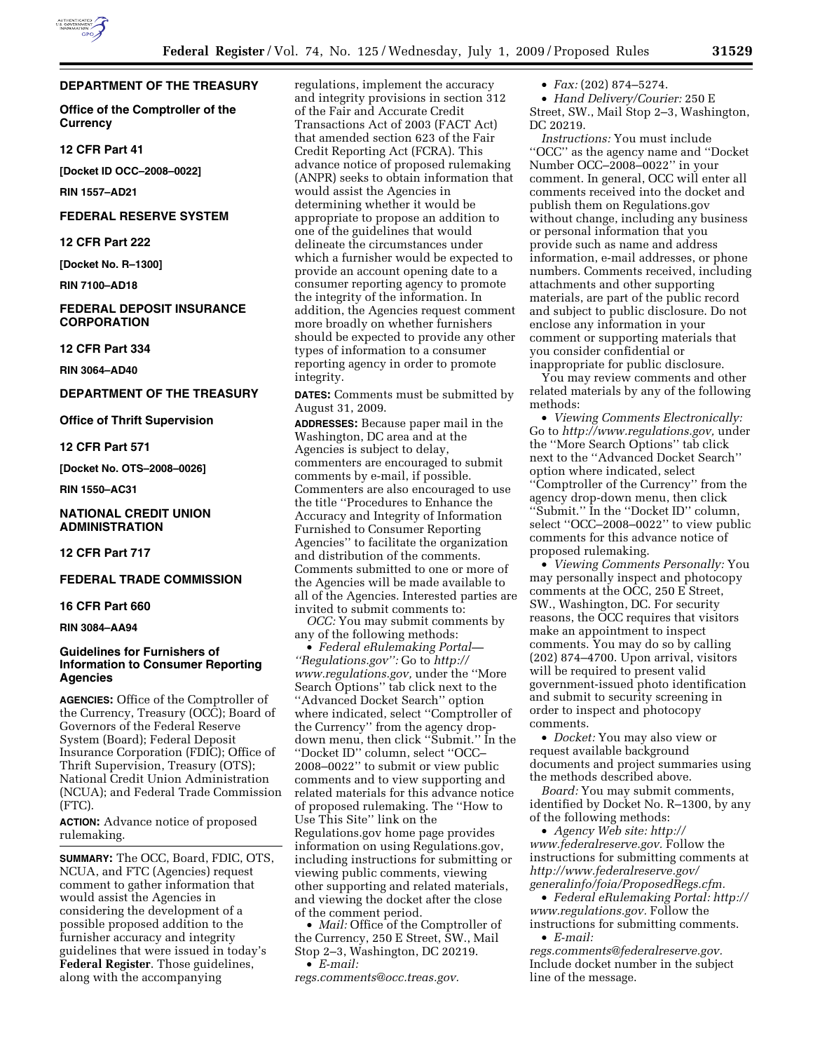**DEPARTMENT OF THE TREASURY**

**Office of the Comptroller of the Currency**

**12 CFR Part 41**

**[Docket ID OCC–2008–0022]**

**RIN 1557–AD21**

**FEDERAL RESERVE SYSTEM**

**12 CFR Part 222**

**[Docket No. R–1300]**

**RIN 7100–AD18**

**FEDERAL DEPOSIT INSURANCE CORPORATION**

**12 CFR Part 334**

**RIN 3064–AD40**

**DEPARTMENT OF THE TREASURY**

**Office of Thrift Supervision**

**12 CFR Part 571**

**[Docket No. OTS–2008–0026]**

**RIN 1550–AC31**

**NATIONAL CREDIT UNION ADMINISTRATION**

**12 CFR Part 717**

**FEDERAL TRADE COMMISSION**

**16 CFR Part 660**

**RIN 3084–AA94**

## Guidelines for Furnishers of Information to Consumer Reporting Agencies

**AGENCIES:** Office of the Comptroller of the Currency, Treasury (OCC); Board of Governors of the Federal Reserve System (Board); Federal Deposit Insurance Corporation (FDIC); Office of Thrift Supervision, Treasury (OTS); National Credit Union Administration (NCUA); and Federal Trade Commission (FTC).

**ACTION:** Advance notice of proposed rulemaking.

**SUMMARY:** The OCC, Board, FDIC, OTS, NCUA, and FTC (Agencies) request comment to gather information that would assist the Agencies in considering the development of a possible proposed addition to the furnisher accuracy and integrity guidelines that were issued in today's **Federal Register**. Those guidelines, along with the accompanying regulations, implement the accuracy and integrity provisions in section 312 of the Fair and Accurate Credit Transactions Act of 2003 (FACT Act) that amended section 623 of the Fair Credit Reporting Act (FCRA). This advance notice of proposed rulemaking (ANPR) seeks to obtain information that would assist the Agencies in determining whether it would be appropriate to propose an addition to one of the guidelines that would delineate the circumstances under which a furnisher would be expected to provide an account opening date to a consumer reporting agency to promote the integrity of the information. In addition, the Agencies request comment more broadly on whether furnishers should be expected to provide any other types of information to a consumer reporting agency in order to promote integrity.

**DATES:** Comments must be submitted by August 31, 2009.

**ADDRESSES:** Because paper mail in the Washington, DC area and at the Agencies is subject to delay, commenters are encouraged to submit comments by e-mail, if possible. Commenters are also encouraged to use the title ''Procedures to Enhance the Accuracy and Integrity of Information Furnished to Consumer Reporting Agencies'' to facilitate the organization and distribution of the comments. Comments submitted to one or more of the Agencies will be made available to all of the Agencies. Interested parties are invited to submit comments to:

*OCC:* You may submit comments by any of the following methods:

- *Federal eRulemaking Portal— ''Regulations.gov'':* Go to *http://www.regulations.gov,* under the ''More Search Options'' tab click next to the ''Advanced Docket Search'' option where indicated, select ''Comptroller of the Currency'' from the agency drop-down menu, then click ''Submit.'' In the ''Docket ID'' column, select ''OCC–2008–0022'' to submit or view public comments and to view supporting and related materials for this advance notice of proposed rulemaking. The ''How to Use This Site'' link on the Regulations.gov home page provides information on using Regulations.gov, including instructions for submitting or viewing public comments, viewing other supporting and related materials, and viewing the docket after the close of the comment period.
- *Mail:* Office of the Comptroller of the Currency, 250 E Street, SW., Mail Stop 2–3, Washington, DC 20219.
- *E-mail: regs.comments@occ.treas.gov.*
- *Fax:* (202) 874–5274.
- *Hand Delivery/Courier:* 250 E Street, SW., Mail Stop 2–3, Washington, DC 20219.

*Instructions:* You must include ''OCC'' as the agency name and ''Docket Number OCC–2008–0022'' in your comment. In general, OCC will enter all comments received into the docket and publish them on Regulations.gov without change, including any business or personal information that you provide such as name and address information, e-mail addresses, or phone numbers. Comments received, including attachments and other supporting materials, are part of the public record and subject to public disclosure. Do not enclose any information in your comment or supporting materials that you consider confidential or inappropriate for public disclosure.

You may review comments and other related materials by any of the following methods:

- *Viewing Comments Electronically:* Go to *http://www.regulations.gov,* under the ''More Search Options'' tab click next to the ''Advanced Docket Search'' option where indicated, select ''Comptroller of the Currency'' from the agency drop-down menu, then click ''Submit.'' In the ''Docket ID'' column, select ''OCC–2008–0022'' to view public comments for this advance notice of proposed rulemaking.
- *Viewing Comments Personally:* You may personally inspect and photocopy comments at the OCC, 250 E Street, SW., Washington, DC. For security reasons, the OCC requires that visitors make an appointment to inspect comments. You may do so by calling (202) 874–4700. Upon arrival, visitors will be required to present valid government-issued photo identification and submit to security screening in order to inspect and photocopy comments.
- *Docket:* You may also view or request available background documents and project summaries using the methods described above.

*Board:* You may submit comments, identified by Docket No. R–1300, by any of the following methods:

- *Agency Web site: http://www.federalreserve.gov.* Follow the instructions for submitting comments at *http://www.federalreserve.gov/generalinfo/foia/ProposedRegs.cfm.*
- *Federal eRulemaking Portal: http://www.regulations.gov.* Follow the instructions for submitting comments.
- *E-mail: regs.comments@federalreserve.gov.* Include docket number in the subject line of the message.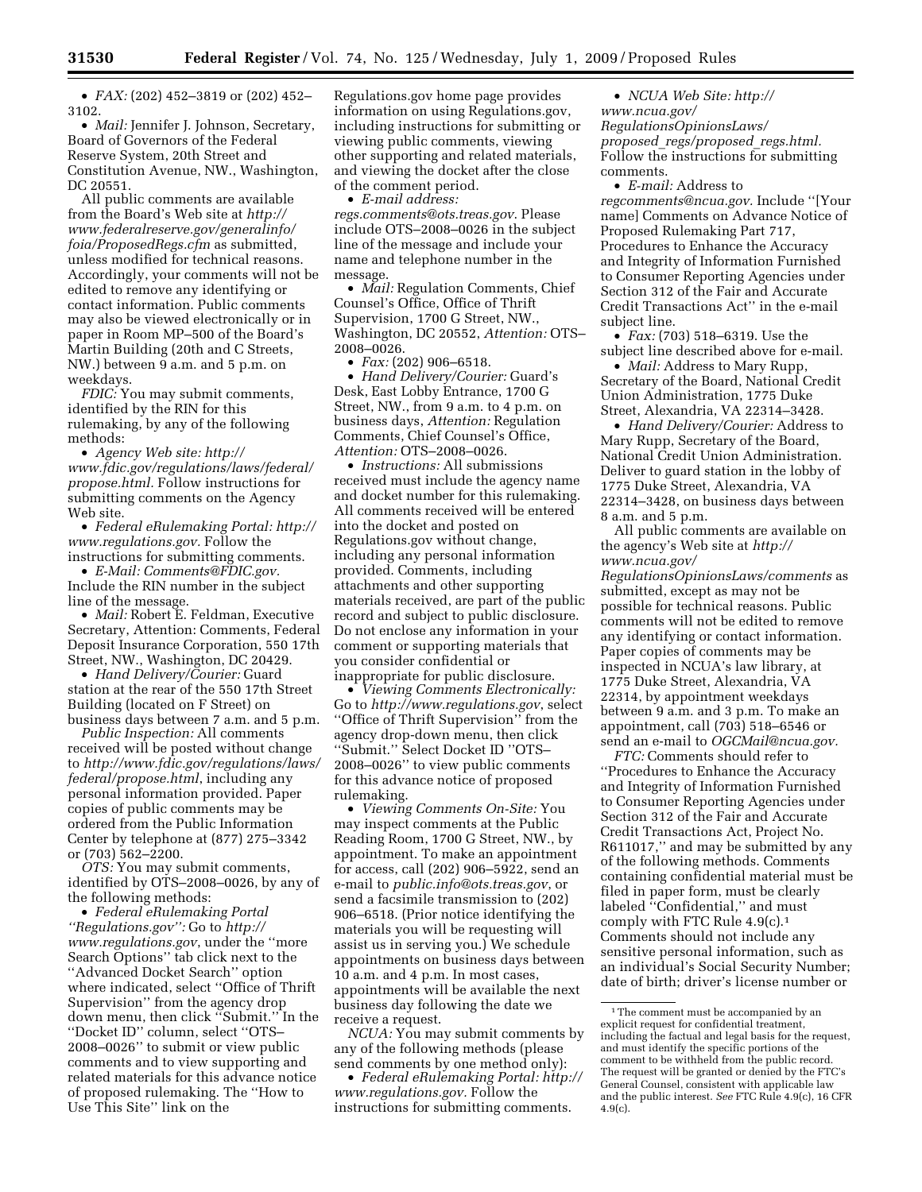- *FAX:* (202) 452–3819 or (202) 452–3102.
- *Mail:* Jennifer J. Johnson, Secretary, Board of Governors of the Federal Reserve System, 20th Street and Constitution Avenue, NW., Washington, DC 20551.

All public comments are available from the Board's Web site at *http://www.federalreserve.gov/generalinfo/foia/ProposedRegs.cfm* as submitted, unless modified for technical reasons. Accordingly, your comments will not be edited to remove any identifying or contact information. Public comments may also be viewed electronically or in paper in Room MP–500 of the Board's Martin Building (20th and C Streets, NW.) between 9 a.m. and 5 p.m. on weekdays.

*FDIC:* You may submit comments, identified by the RIN for this rulemaking, by any of the following methods:

- *Agency Web site: http://www.fdic.gov/regulations/laws/federal/propose.html.* Follow instructions for submitting comments on the Agency Web site.
- *Federal eRulemaking Portal: http://www.regulations.gov.* Follow the instructions for submitting comments.
- *E-Mail: Comments@FDIC.gov.* Include the RIN number in the subject line of the message.
- *Mail:* Robert E. Feldman, Executive Secretary, Attention: Comments, Federal Deposit Insurance Corporation, 550 17th Street, NW., Washington, DC 20429.
- *Hand Delivery/Courier:* Guard station at the rear of the 550 17th Street Building (located on F Street) on business days between 7 a.m. and 5 p.m.

*Public Inspection:* All comments received will be posted without change to *http://www.fdic.gov/regulations/laws/federal/propose.html*, including any personal information provided. Paper copies of public comments may be ordered from the Public Information Center by telephone at (877) 275–3342 or (703) 562–2200.

*OTS:* You may submit comments, identified by OTS–2008–0026, by any of the following methods:

- *Federal eRulemaking Portal "Regulations.gov":* Go to *http://www.regulations.gov*, under the "more Search Options" tab click next to the "Advanced Docket Search" option where indicated, select "Office of Thrift Supervision" from the agency drop down menu, then click "Submit." In the "Docket ID" column, select "OTS–2008–0026" to submit or view public comments and to view supporting and related materials for this advance notice of proposed rulemaking. The "How to Use This Site" link on the Regulations.gov home page provides information on using Regulations.gov, including instructions for submitting or viewing public comments, viewing other supporting and related materials, and viewing the docket after the close of the comment period.
- *E-mail address: regs.comments@ots.treas.gov*. Please include OTS–2008–0026 in the subject line of the message and include your name and telephone number in the message.
- *Mail:* Regulation Comments, Chief Counsel's Office, Office of Thrift Supervision, 1700 G Street, NW., Washington, DC 20552, *Attention:* OTS–2008–0026.
- *Fax:* (202) 906–6518.
- *Hand Delivery/Courier:* Guard's Desk, East Lobby Entrance, 1700 G Street, NW., from 9 a.m. to 4 p.m. on business days, *Attention:* Regulation Comments, Chief Counsel's Office, *Attention:* OTS–2008–0026.
- *Instructions:* All submissions received must include the agency name and docket number for this rulemaking. All comments received will be entered into the docket and posted on Regulations.gov without change, including any personal information provided. Comments, including attachments and other supporting materials received, are part of the public record and subject to public disclosure. Do not enclose any information in your comment or supporting materials that you consider confidential or inappropriate for public disclosure.
- *Viewing Comments Electronically:* Go to *http://www.regulations.gov*, select "Office of Thrift Supervision" from the agency drop-down menu, then click "Submit." Select Docket ID "OTS–2008–0026" to view public comments for this advance notice of proposed rulemaking.
- *Viewing Comments On-Site:* You may inspect comments at the Public Reading Room, 1700 G Street, NW., by appointment. To make an appointment for access, call (202) 906–5922, send an e-mail to *public.info@ots.treas.gov*, or send a facsimile transmission to (202) 906–6518. (Prior notice identifying the materials you will be requesting will assist us in serving you.) We schedule appointments on business days between 10 a.m. and 4 p.m. In most cases, appointments will be available the next business day following the date we receive a request.

*NCUA:* You may submit comments by any of the following methods (please send comments by one method only):

- *Federal eRulemaking Portal: http://www.regulations.gov.* Follow the instructions for submitting comments.
- *NCUA Web Site: http://www.ncua.gov/RegulationsOpinionsLaws/proposed_regs/proposed_regs.html.* Follow the instructions for submitting comments.
- *E-mail:* Address to *regcomments@ncua.gov.* Include "[Your name] Comments on Advance Notice of Proposed Rulemaking Part 717, Procedures to Enhance the Accuracy and Integrity of Information Furnished to Consumer Reporting Agencies under Section 312 of the Fair and Accurate Credit Transactions Act" in the e-mail subject line.
- *Fax:* (703) 518–6319. Use the subject line described above for e-mail.
- *Mail:* Address to Mary Rupp, Secretary of the Board, National Credit Union Administration, 1775 Duke Street, Alexandria, VA 22314–3428.
- *Hand Delivery/Courier:* Address to Mary Rupp, Secretary of the Board, National Credit Union Administration. Deliver to guard station in the lobby of 1775 Duke Street, Alexandria, VA 22314–3428, on business days between 8 a.m. and 5 p.m.

All public comments are available on the agency's Web site at *http://www.ncua.gov/RegulationsOpinionsLaws/comments* as submitted, except as may not be possible for technical reasons. Public comments will not be edited to remove any identifying or contact information. Paper copies of comments may be inspected in NCUA's law library, at 1775 Duke Street, Alexandria, VA 22314, by appointment weekdays between 9 a.m. and 3 p.m. To make an appointment, call (703) 518–6546 or send an e-mail to *OGCMail@ncua.gov.*

*FTC:* Comments should refer to "Procedures to Enhance the Accuracy and Integrity of Information Furnished to Consumer Reporting Agencies under Section 312 of the Fair and Accurate Credit Transactions Act, Project No. R611017," and may be submitted by any of the following methods. Comments containing confidential material must be filed in paper form, must be clearly labeled "Confidential," and must comply with FTC Rule 4.9(c).[1] Comments should not include any sensitive personal information, such as an individual's Social Security Number; date of birth; driver's license number or

[1] The comment must be accompanied by an explicit request for confidential treatment, including the factual and legal basis for the request, and must identify the specific portions of the comment to be withheld from the public record. The request will be granted or denied by the FTC's General Counsel, consistent with applicable law and the public interest. *See* FTC Rule 4.9(c), 16 CFR 4.9(c).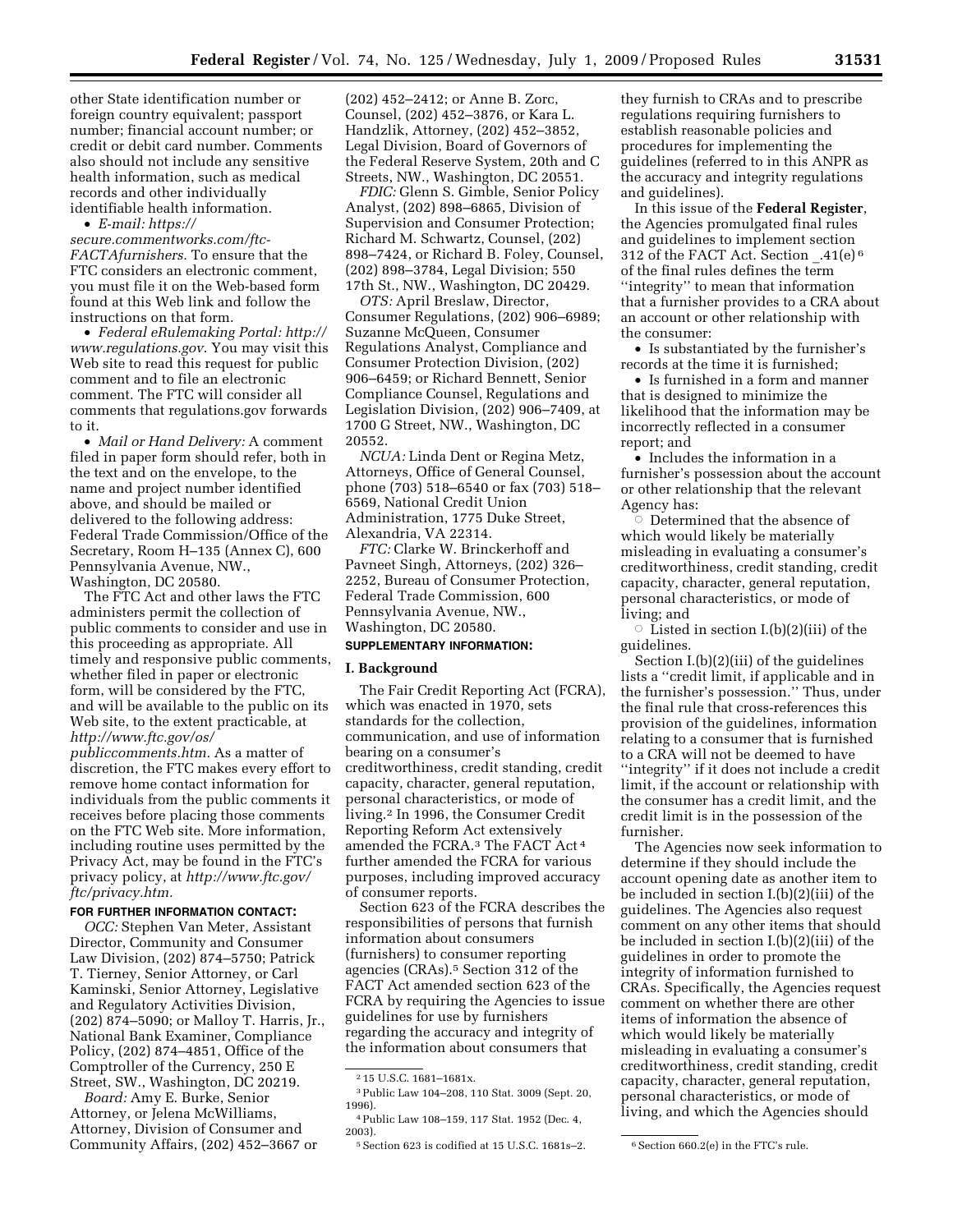other State identification number or foreign country equivalent; passport number; financial account number; or credit or debit card number. Comments also should not include any sensitive health information, such as medical records and other individually identifiable health information.

- *E-mail: https://secure.commentworks.com/ftc-FACTAfurnishers.* To ensure that the FTC considers an electronic comment, you must file it on the Web-based form found at this Web link and follow the instructions on that form.
- *Federal eRulemaking Portal: http://www.regulations.gov.* You may visit this Web site to read this request for public comment and to file an electronic comment. The FTC will consider all comments that regulations.gov forwards to it.
- *Mail or Hand Delivery:* A comment filed in paper form should refer, both in the text and on the envelope, to the name and project number identified above, and should be mailed or delivered to the following address: Federal Trade Commission/Office of the Secretary, Room H–135 (Annex C), 600 Pennsylvania Avenue, NW., Washington, DC 20580.

The FTC Act and other laws the FTC administers permit the collection of public comments to consider and use in this proceeding as appropriate. All timely and responsive public comments, whether filed in paper or electronic form, will be considered by the FTC, and will be available to the public on its Web site, to the extent practicable, at *http://www.ftc.gov/os/publiccomments.htm.* As a matter of discretion, the FTC makes every effort to remove home contact information for individuals from the public comments it receives before placing those comments on the FTC Web site. More information, including routine uses permitted by the Privacy Act, may be found in the FTC's privacy policy, at *http://www.ftc.gov/ftc/privacy.htm.*

**FOR FURTHER INFORMATION CONTACT:**

*OCC:* Stephen Van Meter, Assistant Director, Community and Consumer Law Division, (202) 874–5750; Patrick T. Tierney, Senior Attorney, or Carl Kaminski, Senior Attorney, Legislative and Regulatory Activities Division, (202) 874–5090; or Malloy T. Harris, Jr., National Bank Examiner, Compliance Policy, (202) 874–4851, Office of the Comptroller of the Currency, 250 E Street, SW., Washington, DC 20219.

*Board:* Amy E. Burke, Senior Attorney, or Jelena McWilliams, Attorney, Division of Consumer and Community Affairs, (202) 452–3667 or (202) 452–2412; or Anne B. Zorc, Counsel, (202) 452–3876, or Kara L. Handzlik, Attorney, (202) 452–3852, Legal Division, Board of Governors of the Federal Reserve System, 20th and C Streets, NW., Washington, DC 20551.

*FDIC:* Glenn S. Gimble, Senior Policy Analyst, (202) 898–6865, Division of Supervision and Consumer Protection; Richard M. Schwartz, Counsel, (202) 898–7424, or Richard B. Foley, Counsel, (202) 898–3784, Legal Division; 550 17th St., NW., Washington, DC 20429.

*OTS:* April Breslaw, Director, Consumer Regulations, (202) 906–6989; Suzanne McQueen, Consumer Regulations Analyst, Compliance and Consumer Protection Division, (202) 906–6459; or Richard Bennett, Senior Compliance Counsel, Regulations and Legislation Division, (202) 906–7409, at 1700 G Street, NW., Washington, DC 20552.

*NCUA:* Linda Dent or Regina Metz, Attorneys, Office of General Counsel, phone (703) 518–6540 or fax (703) 518–6569, National Credit Union Administration, 1775 Duke Street, Alexandria, VA 22314.

*FTC:* Clarke W. Brinckerhoff and Pavneet Singh, Attorneys, (202) 326–2252, Bureau of Consumer Protection, Federal Trade Commission, 600 Pennsylvania Avenue, NW., Washington, DC 20580.

**SUPPLEMENTARY INFORMATION:**

## I. Background

The Fair Credit Reporting Act (FCRA), which was enacted in 1970, sets standards for the collection, communication, and use of information bearing on a consumer's creditworthiness, credit standing, credit capacity, character, general reputation, personal characteristics, or mode of living.[2] In 1996, the Consumer Credit Reporting Reform Act extensively amended the FCRA.[3] The FACT Act[4] further amended the FCRA for various purposes, including improved accuracy of consumer reports.

Section 623 of the FCRA describes the responsibilities of persons that furnish information about consumers (furnishers) to consumer reporting agencies (CRAs).[5] Section 312 of the FACT Act amended section 623 of the FCRA by requiring the Agencies to issue guidelines for use by furnishers regarding the accuracy and integrity of the information about consumers that they furnish to CRAs and to prescribe regulations requiring furnishers to establish reasonable policies and procedures for implementing the guidelines (referred to in this ANPR as the accuracy and integrity regulations and guidelines).

In this issue of the **Federal Register**, the Agencies promulgated final rules and guidelines to implement section 312 of the FACT Act. Section _.41(e)[6] of the final rules defines the term ''integrity'' to mean that information that a furnisher provides to a CRA about an account or other relationship with the consumer:

- Is substantiated by the furnisher's records at the time it is furnished;
- Is furnished in a form and manner that is designed to minimize the likelihood that the information may be incorrectly reflected in a consumer report; and
- Includes the information in a furnisher's possession about the account or other relationship that the relevant Agency has:
  - Determined that the absence of which would likely be materially misleading in evaluating a consumer's creditworthiness, credit standing, credit capacity, character, general reputation, personal characteristics, or mode of living; and
  - Listed in section I.(b)(2)(iii) of the guidelines.

Section I.(b)(2)(iii) of the guidelines lists a ''credit limit, if applicable and in the furnisher's possession.'' Thus, under the final rule that cross-references this provision of the guidelines, information relating to a consumer that is furnished to a CRA will not be deemed to have ''integrity'' if it does not include a credit limit, if the account or relationship with the consumer has a credit limit, and the credit limit is in the possession of the furnisher.

The Agencies now seek information to determine if they should include the account opening date as another item to be included in section I.(b)(2)(iii) of the guidelines. The Agencies also request comment on any other items that should be included in section I.(b)(2)(iii) of the guidelines in order to promote the integrity of information furnished to CRAs. Specifically, the Agencies request comment on whether there are other items of information the absence of which would likely be materially misleading in evaluating a consumer's creditworthiness, credit standing, credit capacity, character, general reputation, personal characteristics, or mode of living, and which the Agencies should

---

[2] 15 U.S.C. 1681–1681x.

[3] Public Law 104–208, 110 Stat. 3009 (Sept. 20, 1996).

[4] Public Law 108–159, 117 Stat. 1952 (Dec. 4, 2003).

[5] Section 623 is codified at 15 U.S.C. 1681s–2.

[6] Section 660.2(e) in the FTC's rule.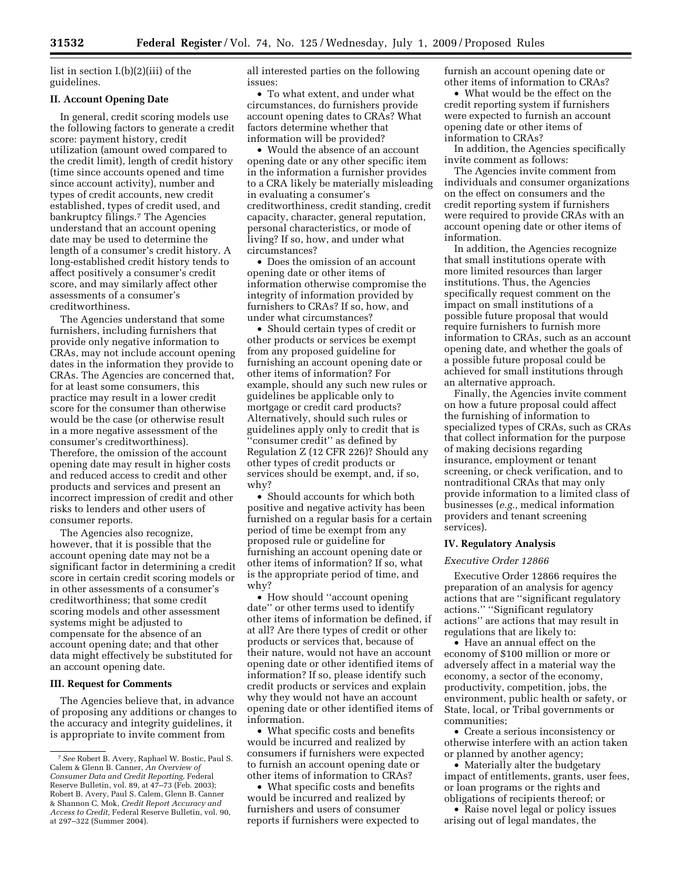list in section I.(b)(2)(iii) of the guidelines.

### II. Account Opening Date

In general, credit scoring models use the following factors to generate a credit score: payment history, credit utilization (amount owed compared to the credit limit), length of credit history (time since accounts opened and time since account activity), number and types of credit accounts, new credit established, types of credit used, and bankruptcy filings.[7] The Agencies understand that an account opening date may be used to determine the length of a consumer's credit history. A long-established credit history tends to affect positively a consumer's credit score, and may similarly affect other assessments of a consumer's creditworthiness.

The Agencies understand that some furnishers, including furnishers that provide only negative information to CRAs, may not include account opening dates in the information they provide to CRAs. The Agencies are concerned that, for at least some consumers, this practice may result in a lower credit score for the consumer than otherwise would be the case (or otherwise result in a more negative assessment of the consumer's creditworthiness). Therefore, the omission of the account opening date may result in higher costs and reduced access to credit and other products and services and present an incorrect impression of credit and other risks to lenders and other users of consumer reports.

The Agencies also recognize, however, that it is possible that the account opening date may not be a significant factor in determining a credit score in certain credit scoring models or in other assessments of a consumer's creditworthiness; that some credit scoring models and other assessment systems might be adjusted to compensate for the absence of an account opening date; and that other data might effectively be substituted for an account opening date.

### III. Request for Comments

The Agencies believe that, in advance of proposing any additions or changes to the accuracy and integrity guidelines, it is appropriate to invite comment from all interested parties on the following issues:

- To what extent, and under what circumstances, do furnishers provide account opening dates to CRAs? What factors determine whether that information will be provided?
- Would the absence of an account opening date or any other specific item in the information a furnisher provides to a CRA likely be materially misleading in evaluating a consumer's creditworthiness, credit standing, credit capacity, character, general reputation, personal characteristics, or mode of living? If so, how, and under what circumstances?
- Does the omission of an account opening date or other items of information otherwise compromise the integrity of information provided by furnishers to CRAs? If so, how, and under what circumstances?
- Should certain types of credit or other products or services be exempt from any proposed guideline for furnishing an account opening date or other items of information? For example, should any such new rules or guidelines be applicable only to mortgage or credit card products? Alternatively, should such rules or guidelines apply only to credit that is "consumer credit" as defined by Regulation Z (12 CFR 226)? Should any other types of credit products or services should be exempt, and, if so, why?
- Should accounts for which both positive and negative activity has been furnished on a regular basis for a certain period of time be exempt from any proposed rule or guideline for furnishing an account opening date or other items of information? If so, what is the appropriate period of time, and why?
- How should "account opening date" or other terms used to identify other items of information be defined, if at all? Are there types of credit or other products or services that, because of their nature, would not have an account opening date or other identified items of information? If so, please identify such credit products or services and explain why they would not have an account opening date or other identified items of information.
- What specific costs and benefits would be incurred and realized by consumers if furnishers were expected to furnish an account opening date or other items of information to CRAs?
- What specific costs and benefits would be incurred and realized by furnishers and users of consumer reports if furnishers were expected to furnish an account opening date or other items of information to CRAs?
- What would be the effect on the credit reporting system if furnishers were expected to furnish an account opening date or other items of information to CRAs?

In addition, the Agencies specifically invite comment as follows:

The Agencies invite comment from individuals and consumer organizations on the effect on consumers and the credit reporting system if furnishers were required to provide CRAs with an account opening date or other items of information.

In addition, the Agencies recognize that small institutions operate with more limited resources than larger institutions. Thus, the Agencies specifically request comment on the impact on small institutions of a possible future proposal that would require furnishers to furnish more information to CRAs, such as an account opening date, and whether the goals of a possible future proposal could be achieved for small institutions through an alternative approach.

Finally, the Agencies invite comment on how a future proposal could affect the furnishing of information to specialized types of CRAs, such as CRAs that collect information for the purpose of making decisions regarding insurance, employment or tenant screening, or check verification, and to nontraditional CRAs that may only provide information to a limited class of businesses (*e.g.,* medical information providers and tenant screening services).

### IV. Regulatory Analysis

*Executive Order 12866*

Executive Order 12866 requires the preparation of an analysis for agency actions that are "significant regulatory actions." "Significant regulatory actions" are actions that may result in regulations that are likely to:

- Have an annual effect on the economy of $100 million or more or adversely affect in a material way the economy, a sector of the economy, productivity, competition, jobs, the environment, public health or safety, or State, local, or Tribal governments or communities;
- Create a serious inconsistency or otherwise interfere with an action taken or planned by another agency;
- Materially alter the budgetary impact of entitlements, grants, user fees, or loan programs or the rights and obligations of recipients thereof; or
- Raise novel legal or policy issues arising out of legal mandates, the

---

[7] *See* Robert B. Avery, Raphael W. Bostic, Paul S. Calem & Glenn B. Canner, *An Overview of Consumer Data and Credit Reporting,* Federal Reserve Bulletin, vol. 89, at 47–73 (Feb. 2003); Robert B. Avery, Paul S. Calem, Glenn B. Canner & Shannon C. Mok, *Credit Report Accuracy and Access to Credit,* Federal Reserve Bulletin, vol. 90, at 297–322 (Summer 2004).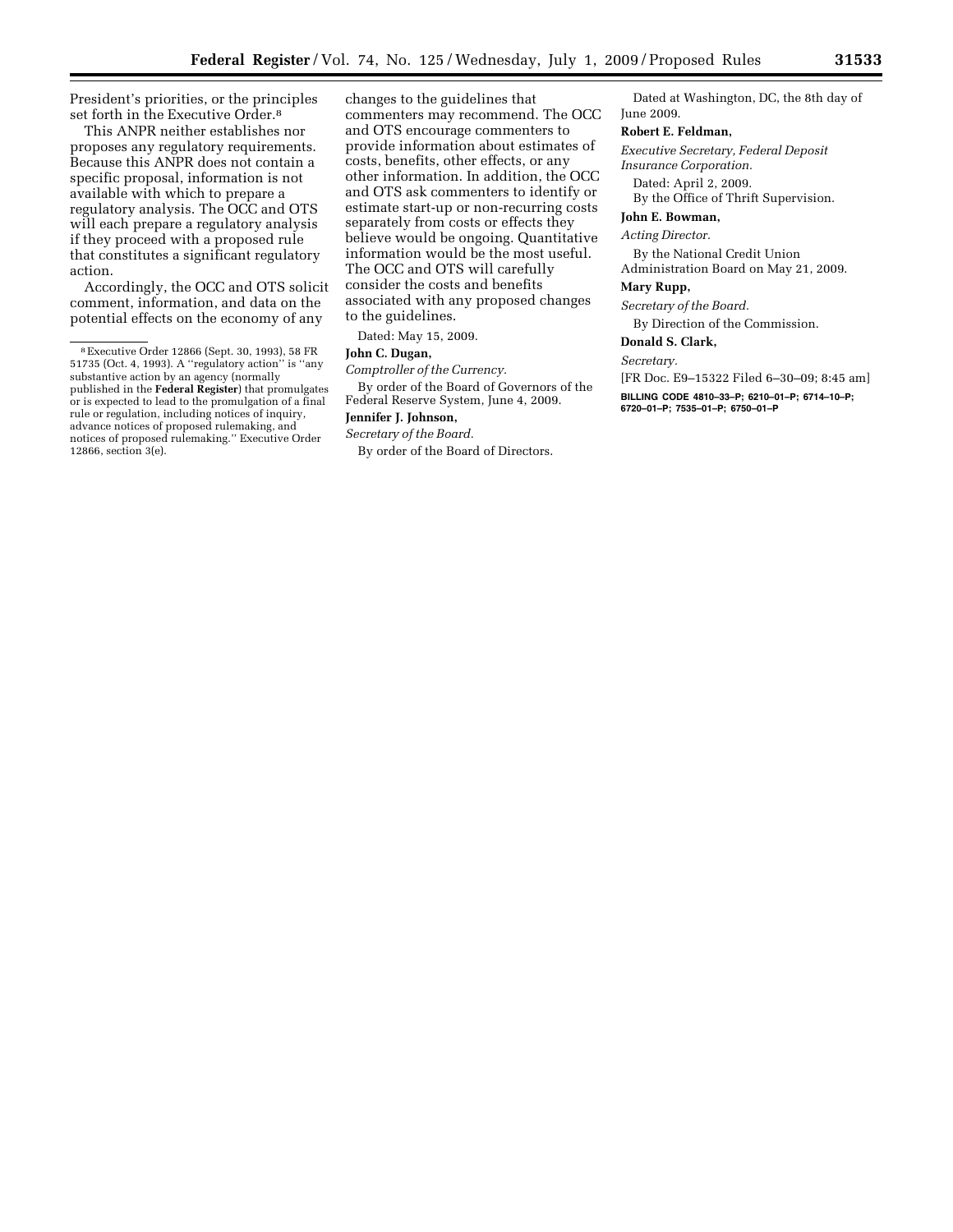President's priorities, or the principles set forth in the Executive Order.[8]

This ANPR neither establishes nor proposes any regulatory requirements. Because this ANPR does not contain a specific proposal, information is not available with which to prepare a regulatory analysis. The OCC and OTS will each prepare a regulatory analysis if they proceed with a proposed rule that constitutes a significant regulatory action.

Accordingly, the OCC and OTS solicit comment, information, and data on the potential effects on the economy of any changes to the guidelines that commenters may recommend. The OCC and OTS encourage commenters to provide information about estimates of costs, benefits, other effects, or any other information. In addition, the OCC and OTS ask commenters to identify or estimate start-up or non-recurring costs separately from costs or effects they believe would be ongoing. Quantitative information would be the most useful. The OCC and OTS will carefully consider the costs and benefits associated with any proposed changes to the guidelines.

[8] Executive Order 12866 (Sept. 30, 1993), 58 FR 51735 (Oct. 4, 1993). A ''regulatory action'' is ''any substantive action by an agency (normally published in the **Federal Register**) that promulgates or is expected to lead to the promulgation of a final rule or regulation, including notices of inquiry, advance notices of proposed rulemaking, and notices of proposed rulemaking.'' Executive Order 12866, section 3(e).

Dated: May 15, 2009.

**John C. Dugan,**

*Comptroller of the Currency.*

By order of the Board of Governors of the Federal Reserve System, June 4, 2009.

**Jennifer J. Johnson,**

*Secretary of the Board.*

By order of the Board of Directors.

Dated at Washington, DC, the 8th day of June 2009.

**Robert E. Feldman,**

*Executive Secretary, Federal Deposit Insurance Corporation.*

Dated: April 2, 2009.

By the Office of Thrift Supervision.

**John E. Bowman,**

*Acting Director.*

By the National Credit Union Administration Board on May 21, 2009.

**Mary Rupp,**

*Secretary of the Board.*

By Direction of the Commission.

**Donald S. Clark,**

*Secretary.*

[FR Doc. E9–15322 Filed 6–30–09; 8:45 am]

**BILLING CODE 4810–33–P; 6210–01–P; 6714–10–P; 6720–01–P; 7535–01–P; 6750–01–P**